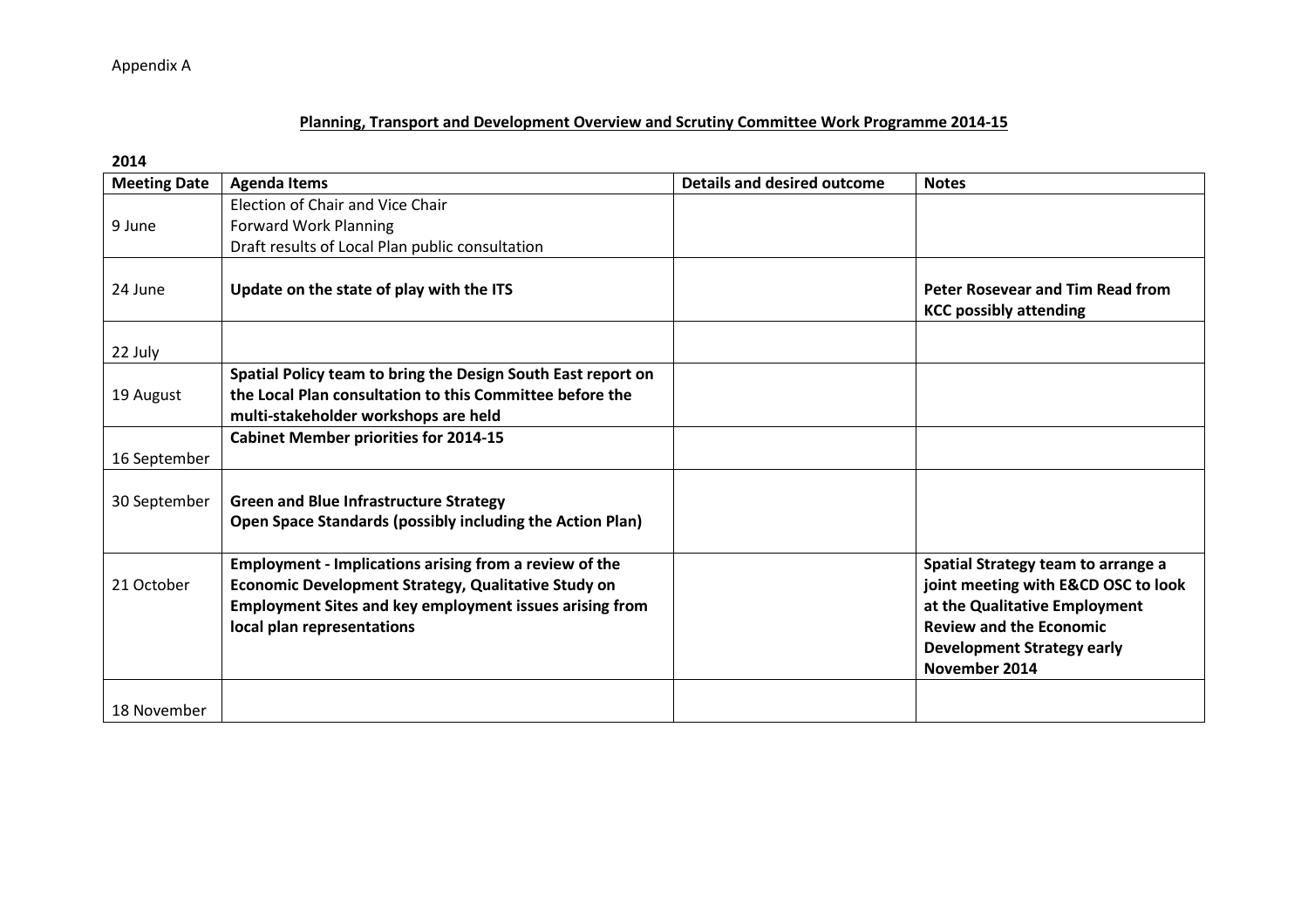Appendix A

## Planning, Transport and Development Overview and Scrutiny Committee Work Programme 2014-15

**2014**

| Meeting Date | Agenda Items | Details and desired outcome | Notes |
|---|---|---|---|
| 9 June | Election of Chair and Vice Chair<br>Forward Work Planning<br>Draft results of Local Plan public consultation | | |
| 24 June | **Update on the state of play with the ITS** | | **Peter Rosevear and Tim Read from KCC possibly attending** |
| 22 July | | | |
| 19 August | **Spatial Policy team to bring the Design South East report on the Local Plan consultation to this Committee before the multi-stakeholder workshops are held** | | |
| 16 September | **Cabinet Member priorities for 2014-15** | | |
| 30 September | **Green and Blue Infrastructure Strategy**<br>**Open Space Standards (possibly including the Action Plan)** | | |
| 21 October | **Employment - Implications arising from a review of the Economic Development Strategy, Qualitative Study on Employment Sites and key employment issues arising from local plan representations** | | **Spatial Strategy team to arrange a joint meeting with E&CD OSC to look at the Qualitative Employment Review and the Economic Development Strategy early November 2014** |
| 18 November | | | |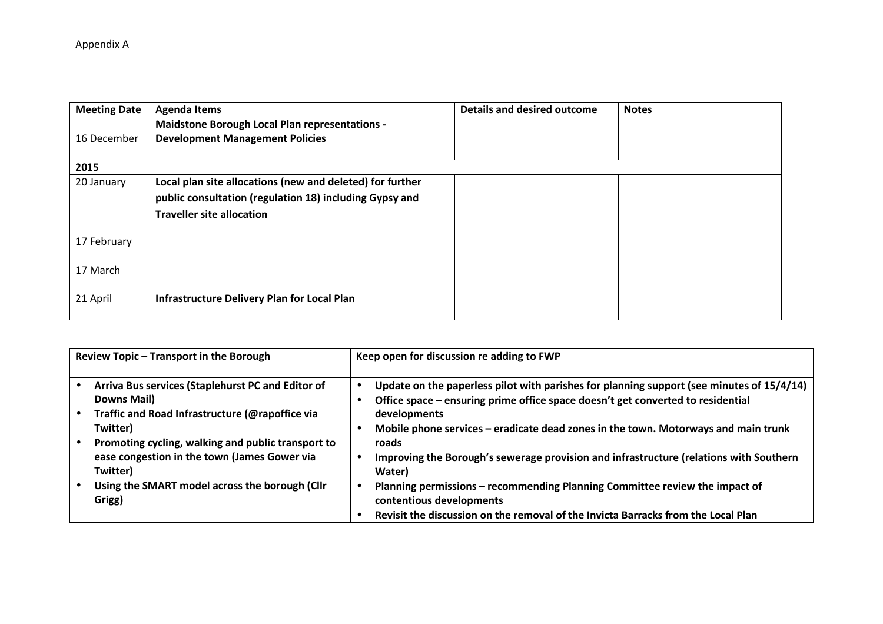Appendix A

| Meeting Date | Agenda Items | Details and desired outcome | Notes |
|---|---|---|---|
| 16 December | **Maidstone Borough Local Plan representations - Development Management Policies** | | |
| **2015** | | | |
| 20 January | **Local plan site allocations (new and deleted) for further public consultation (regulation 18) including Gypsy and Traveller site allocation** | | |
| 17 February | | | |
| 17 March | | | |
| 21 April | **Infrastructure Delivery Plan for Local Plan** | | |

| Review Topic – Transport in the Borough | Keep open for discussion re adding to FWP |
|---|---|
| • **Arriva Bus services (Staplehurst PC and Editor of Downs Mail)**<br>• **Traffic and Road Infrastructure (@rapoffice via Twitter)**<br>• **Promoting cycling, walking and public transport to ease congestion in the town (James Gower via Twitter)**<br>• **Using the SMART model across the borough (Cllr Grigg)** | • **Update on the paperless pilot with parishes for planning support (see minutes of 15/4/14)**<br>• **Office space – ensuring prime office space doesn't get converted to residential developments**<br>• **Mobile phone services – eradicate dead zones in the town. Motorways and main trunk roads**<br>• **Improving the Borough's sewerage provision and infrastructure (relations with Southern Water)**<br>• **Planning permissions – recommending Planning Committee review the impact of contentious developments**<br>• **Revisit the discussion on the removal of the Invicta Barracks from the Local Plan** |